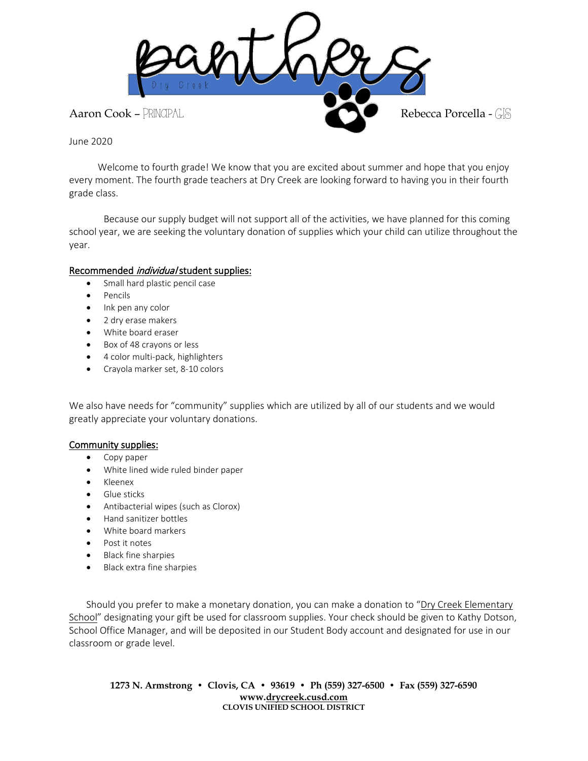# panthers

Dry Creek

Aaron Cook – PRINCIPAL

Rebecca Porcella - GIS

June 2020

Welcome to fourth grade! We know that you are excited about summer and hope that you enjoy every moment. The fourth grade teachers at Dry Creek are looking forward to having you in their fourth grade class.

Because our supply budget will not support all of the activities, we have planned for this coming school year, we are seeking the voluntary donation of supplies which your child can utilize throughout the year.

**Recommended *individual* student supplies:**

- Small hard plastic pencil case
- Pencils
- Ink pen any color
- 2 dry erase makers
- White board eraser
- Box of 48 crayons or less
- 4 color multi-pack, highlighters
- Crayola marker set, 8-10 colors

We also have needs for "community" supplies which are utilized by all of our students and we would greatly appreciate your voluntary donations.

**Community supplies:**

- Copy paper
- White lined wide ruled binder paper
- Kleenex
- Glue sticks
- Antibacterial wipes (such as Clorox)
- Hand sanitizer bottles
- White board markers
- Post it notes
- Black fine sharpies
- Black extra fine sharpies

Should you prefer to make a monetary donation, you can make a donation to "Dry Creek Elementary School" designating your gift be used for classroom supplies. Your check should be given to Kathy Dotson, School Office Manager, and will be deposited in our Student Body account and designated for use in our classroom or grade level.

**1273 N. Armstrong • Clovis, CA • 93619 • Ph (559) 327-6500 • Fax (559) 327-6590**
**www.drycreek.cusd.com**
**CLOVIS UNIFIED SCHOOL DISTRICT**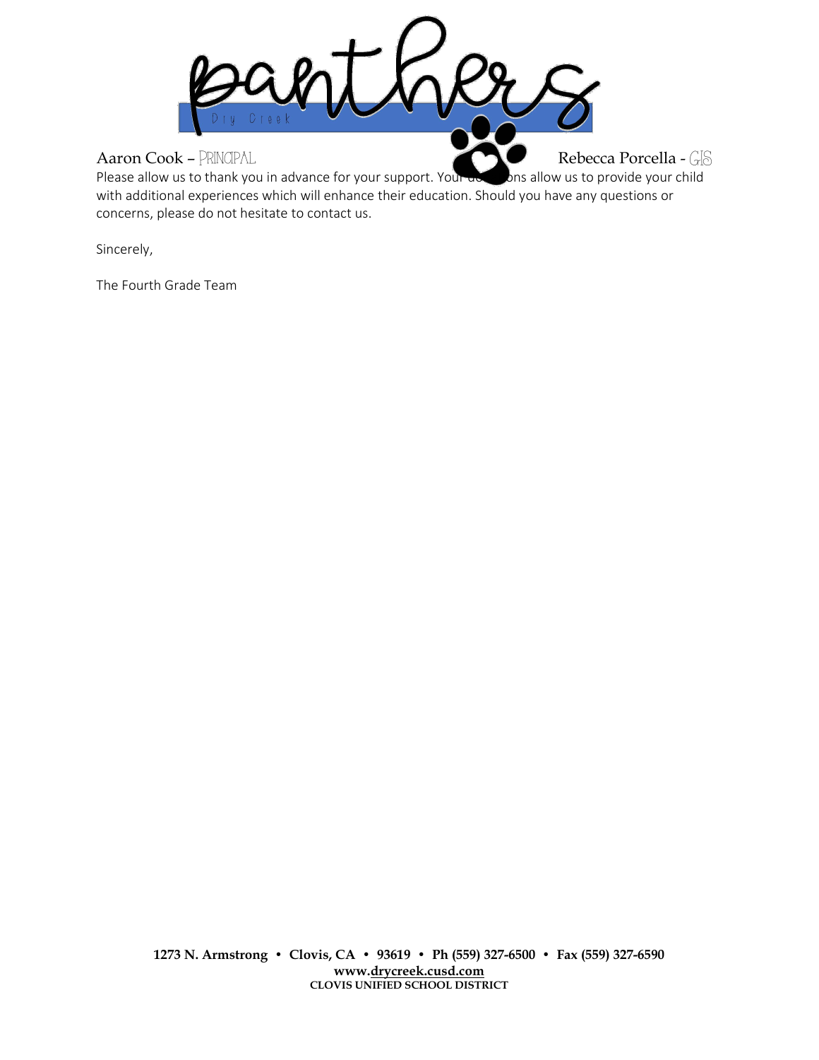Aaron Cook – Principal    Rebecca Porcella - GIS

Please allow us to thank you in advance for your support. Your donations allow us to provide your child with additional experiences which will enhance their education. Should you have any questions or concerns, please do not hesitate to contact us.

Sincerely,

The Fourth Grade Team

**1273 N. Armstrong • Clovis, CA • 93619 • Ph (559) 327-6500 • Fax (559) 327-6590**
**www.drycreek.cusd.com**
**CLOVIS UNIFIED SCHOOL DISTRICT**